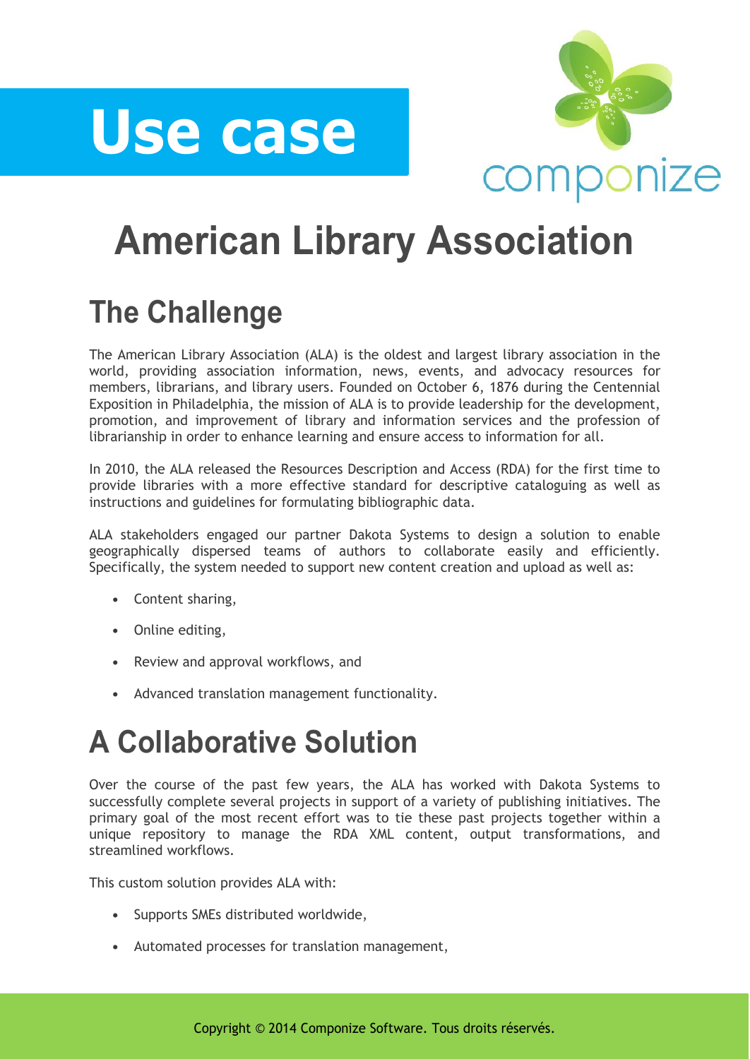# Use case

componize

# American Library Association

## The Challenge

The American Library Association (ALA) is the oldest and largest library association in the world, providing association information, news, events, and advocacy resources for members, librarians, and library users. Founded on October 6, 1876 during the Centennial Exposition in Philadelphia, the mission of ALA is to provide leadership for the development, promotion, and improvement of library and information services and the profession of librarianship in order to enhance learning and ensure access to information for all.

In 2010, the ALA released the Resources Description and Access (RDA) for the first time to provide libraries with a more effective standard for descriptive cataloguing as well as instructions and guidelines for formulating bibliographic data.

ALA stakeholders engaged our partner Dakota Systems to design a solution to enable geographically dispersed teams of authors to collaborate easily and efficiently. Specifically, the system needed to support new content creation and upload as well as:

- Content sharing,
- Online editing,
- Review and approval workflows, and
- Advanced translation management functionality.

## A Collaborative Solution

Over the course of the past few years, the ALA has worked with Dakota Systems to successfully complete several projects in support of a variety of publishing initiatives. The primary goal of the most recent effort was to tie these past projects together within a unique repository to manage the RDA XML content, output transformations, and streamlined workflows.

This custom solution provides ALA with:

- Supports SMEs distributed worldwide,
- Automated processes for translation management,

Copyright © 2014 Componize Software. Tous droits réservés.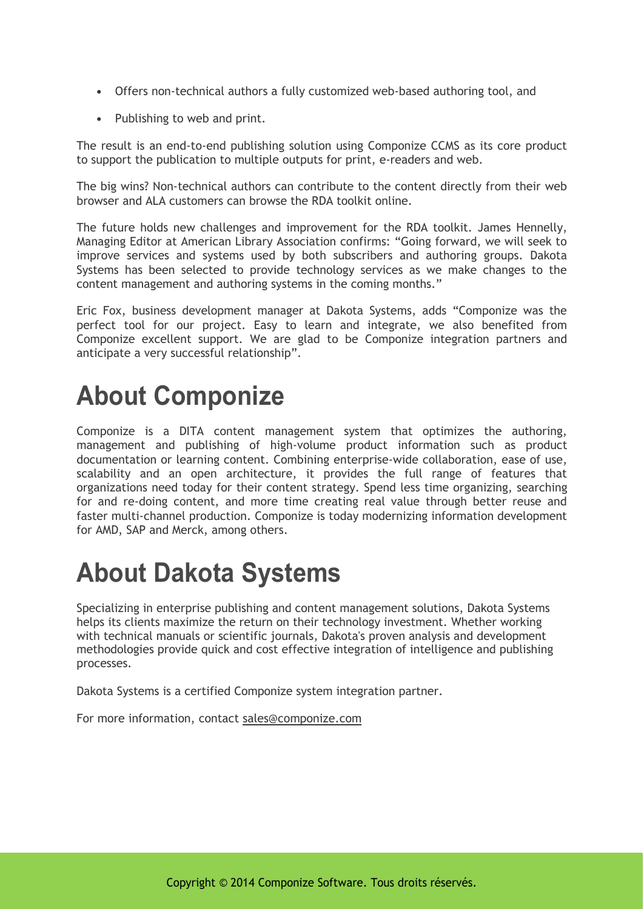- Offers non-technical authors a fully customized web-based authoring tool, and
- Publishing to web and print.

The result is an end-to-end publishing solution using Componize CCMS as its core product to support the publication to multiple outputs for print, e-readers and web.

The big wins? Non-technical authors can contribute to the content directly from their web browser and ALA customers can browse the RDA toolkit online.

The future holds new challenges and improvement for the RDA toolkit. James Hennelly, Managing Editor at American Library Association confirms: “Going forward, we will seek to improve services and systems used by both subscribers and authoring groups. Dakota Systems has been selected to provide technology services as we make changes to the content management and authoring systems in the coming months.”

Eric Fox, business development manager at Dakota Systems, adds “Componize was the perfect tool for our project. Easy to learn and integrate, we also benefited from Componize excellent support. We are glad to be Componize integration partners and anticipate a very successful relationship”.

# About Componize

Componize is a DITA content management system that optimizes the authoring, management and publishing of high-volume product information such as product documentation or learning content. Combining enterprise-wide collaboration, ease of use, scalability and an open architecture, it provides the full range of features that organizations need today for their content strategy. Spend less time organizing, searching for and re-doing content, and more time creating real value through better reuse and faster multi-channel production. Componize is today modernizing information development for AMD, SAP and Merck, among others.

# About Dakota Systems

Specializing in enterprise publishing and content management solutions, Dakota Systems helps its clients maximize the return on their technology investment. Whether working with technical manuals or scientific journals, Dakota's proven analysis and development methodologies provide quick and cost effective integration of intelligence and publishing processes.

Dakota Systems is a certified Componize system integration partner.

For more information, contact sales@componize.com

Copyright © 2014 Componize Software. Tous droits réservés.